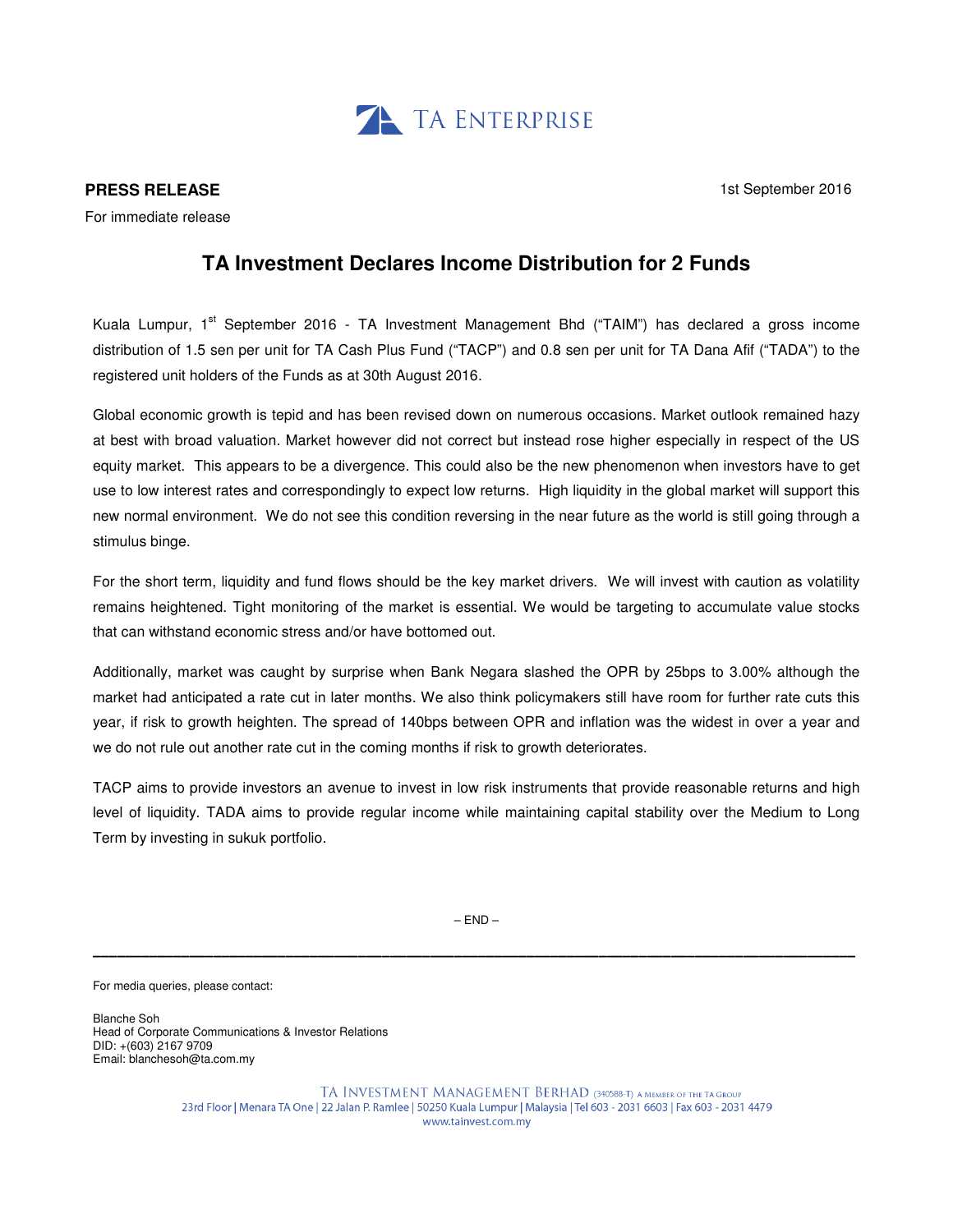TA ENTERPRISE

**PRESS RELEASE**

1st September 2016

For immediate release

# TA Investment Declares Income Distribution for 2 Funds

Kuala Lumpur, 1st September 2016 - TA Investment Management Bhd ("TAIM") has declared a gross income distribution of 1.5 sen per unit for TA Cash Plus Fund ("TACP") and 0.8 sen per unit for TA Dana Afif ("TADA") to the registered unit holders of the Funds as at 30th August 2016.

Global economic growth is tepid and has been revised down on numerous occasions. Market outlook remained hazy at best with broad valuation. Market however did not correct but instead rose higher especially in respect of the US equity market. This appears to be a divergence. This could also be the new phenomenon when investors have to get use to low interest rates and correspondingly to expect low returns. High liquidity in the global market will support this new normal environment. We do not see this condition reversing in the near future as the world is still going through a stimulus binge.

For the short term, liquidity and fund flows should be the key market drivers. We will invest with caution as volatility remains heightened. Tight monitoring of the market is essential. We would be targeting to accumulate value stocks that can withstand economic stress and/or have bottomed out.

Additionally, market was caught by surprise when Bank Negara slashed the OPR by 25bps to 3.00% although the market had anticipated a rate cut in later months. We also think policymakers still have room for further rate cuts this year, if risk to growth heighten. The spread of 140bps between OPR and inflation was the widest in over a year and we do not rule out another rate cut in the coming months if risk to growth deteriorates.

TACP aims to provide investors an avenue to invest in low risk instruments that provide reasonable returns and high level of liquidity. TADA aims to provide regular income while maintaining capital stability over the Medium to Long Term by investing in sukuk portfolio.

– END –

---

For media queries, please contact:

Blanche Soh
Head of Corporate Communications & Investor Relations
DID: +(603) 2167 9709
Email: blanchesoh@ta.com.my

TA INVESTMENT MANAGEMENT BERHAD (340588-T) A MEMBER OF THE TA GROUP
23rd Floor | Menara TA One | 22 Jalan P. Ramlee | 50250 Kuala Lumpur | Malaysia | Tel 603 - 2031 6603 | Fax 603 - 2031 4479
www.tainvest.com.my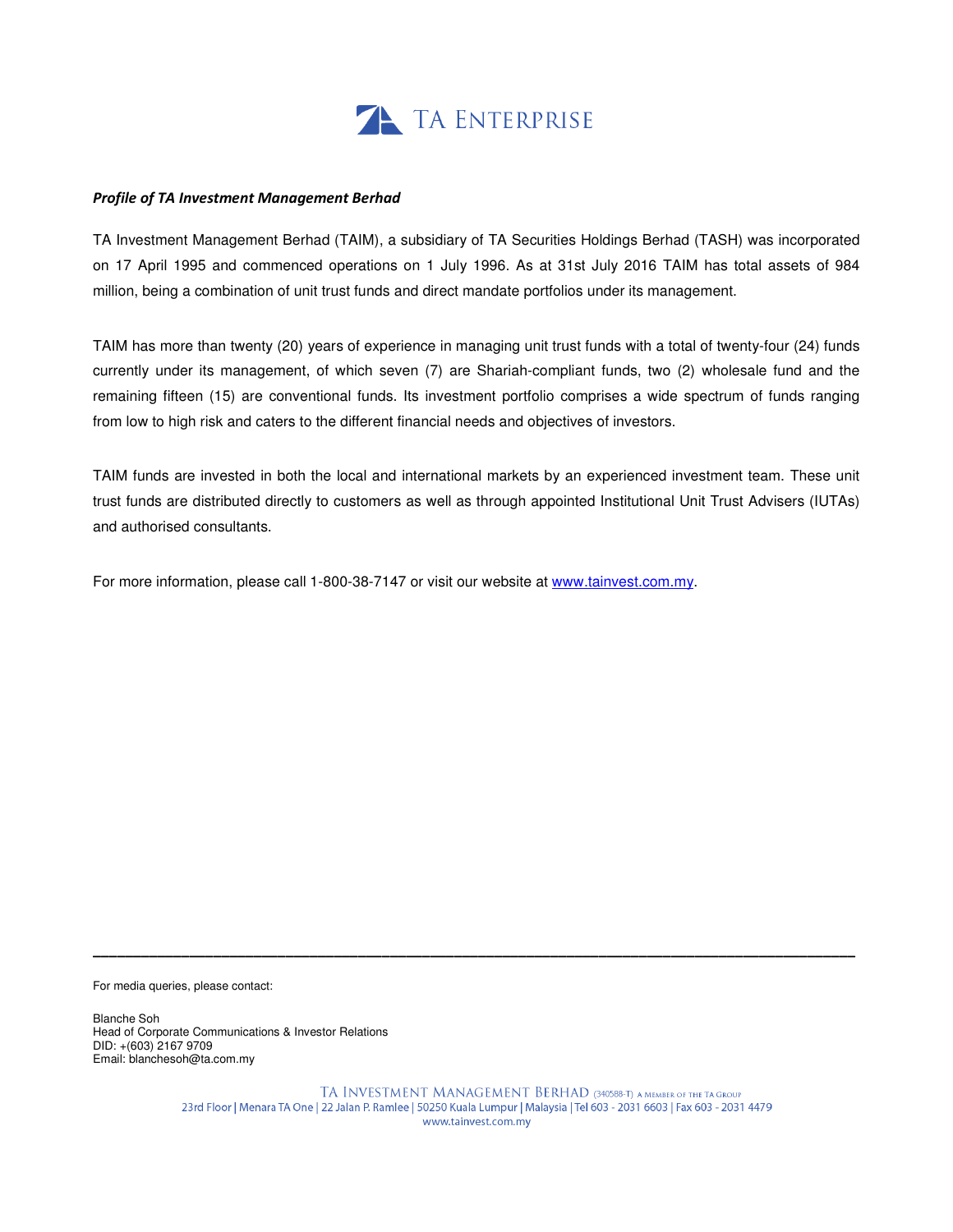TA ENTERPRISE

***Profile of TA Investment Management Berhad***

TA Investment Management Berhad (TAIM), a subsidiary of TA Securities Holdings Berhad (TASH) was incorporated on 17 April 1995 and commenced operations on 1 July 1996. As at 31st July 2016 TAIM has total assets of 984 million, being a combination of unit trust funds and direct mandate portfolios under its management.

TAIM has more than twenty (20) years of experience in managing unit trust funds with a total of twenty-four (24) funds currently under its management, of which seven (7) are Shariah-compliant funds, two (2) wholesale fund and the remaining fifteen (15) are conventional funds. Its investment portfolio comprises a wide spectrum of funds ranging from low to high risk and caters to the different financial needs and objectives of investors.

TAIM funds are invested in both the local and international markets by an experienced investment team. These unit trust funds are distributed directly to customers as well as through appointed Institutional Unit Trust Advisers (IUTAs) and authorised consultants.

For more information, please call 1-800-38-7147 or visit our website at www.tainvest.com.my.

---

For media queries, please contact:

Blanche Soh
Head of Corporate Communications & Investor Relations
DID: +(603) 2167 9709
Email: blanchesoh@ta.com.my

TA INVESTMENT MANAGEMENT BERHAD (340588-T) A MEMBER OF THE TA GROUP
23rd Floor | Menara TA One | 22 Jalan P. Ramlee | 50250 Kuala Lumpur | Malaysia | Tel 603 - 2031 6603 | Fax 603 - 2031 4479
www.tainvest.com.my